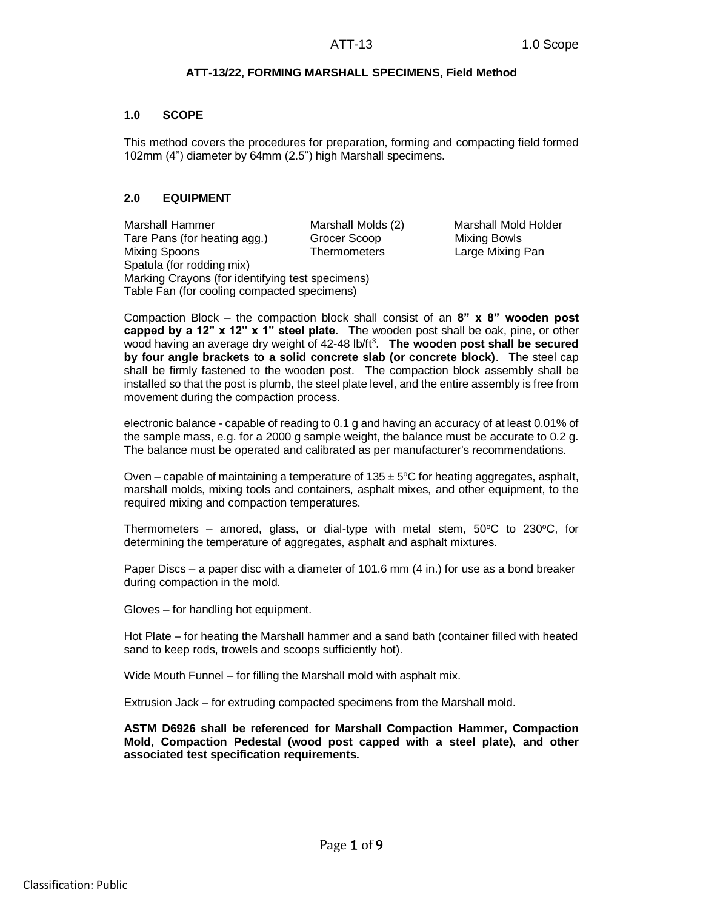**ATT-13/22, FORMING MARSHALL SPECIMENS, Field Method**

## 1.0 SCOPE

This method covers the procedures for preparation, forming and compacting field formed 102mm (4") diameter by 64mm (2.5") high Marshall specimens.

## 2.0 EQUIPMENT

| | | |
|---|---|---|
| Marshall Hammer | Marshall Molds (2) | Marshall Mold Holder |
| Tare Pans (for heating agg.) | Grocer Scoop | Mixing Bowls |
| Mixing Spoons | Thermometers | Large Mixing Pan |

Spatula (for rodding mix)
Marking Crayons (for identifying test specimens)
Table Fan (for cooling compacted specimens)

Compaction Block – the compaction block shall consist of an **8" x 8" wooden post capped by a 12" x 12" x 1" steel plate**. The wooden post shall be oak, pine, or other wood having an average dry weight of 42-48 lb/ft$^3$. **The wooden post shall be secured by four angle brackets to a solid concrete slab (or concrete block)**. The steel cap shall be firmly fastened to the wooden post. The compaction block assembly shall be installed so that the post is plumb, the steel plate level, and the entire assembly is free from movement during the compaction process.

electronic balance - capable of reading to 0.1 g and having an accuracy of at least 0.01% of the sample mass, e.g. for a 2000 g sample weight, the balance must be accurate to 0.2 g. The balance must be operated and calibrated as per manufacturer's recommendations.

Oven – capable of maintaining a temperature of 135 ± 5°C for heating aggregates, asphalt, marshall molds, mixing tools and containers, asphalt mixes, and other equipment, to the required mixing and compaction temperatures.

Thermometers – amored, glass, or dial-type with metal stem, 50°C to 230°C, for determining the temperature of aggregates, asphalt and asphalt mixtures.

Paper Discs – a paper disc with a diameter of 101.6 mm (4 in.) for use as a bond breaker during compaction in the mold.

Gloves – for handling hot equipment.

Hot Plate – for heating the Marshall hammer and a sand bath (container filled with heated sand to keep rods, trowels and scoops sufficiently hot).

Wide Mouth Funnel – for filling the Marshall mold with asphalt mix.

Extrusion Jack – for extruding compacted specimens from the Marshall mold.

**ASTM D6926 shall be referenced for Marshall Compaction Hammer, Compaction Mold, Compaction Pedestal (wood post capped with a steel plate), and other associated test specification requirements.**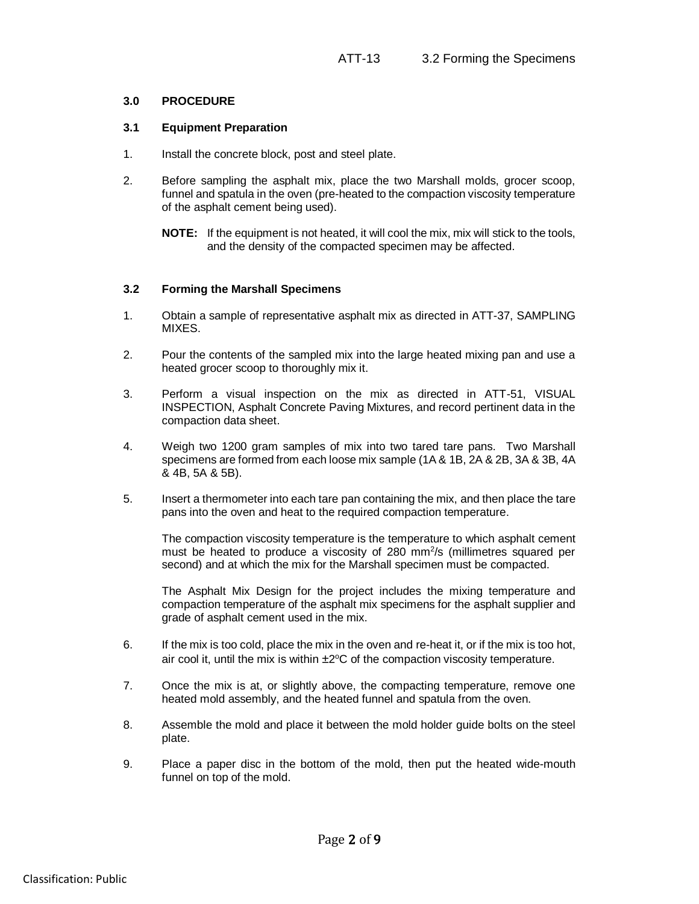### 3.0 PROCEDURE

#### 3.1 Equipment Preparation

1. Install the concrete block, post and steel plate.

2. Before sampling the asphalt mix, place the two Marshall molds, grocer scoop, funnel and spatula in the oven (pre-heated to the compaction viscosity temperature of the asphalt cement being used).

   **NOTE:** If the equipment is not heated, it will cool the mix, mix will stick to the tools, and the density of the compacted specimen may be affected.

#### 3.2 Forming the Marshall Specimens

1. Obtain a sample of representative asphalt mix as directed in ATT-37, SAMPLING MIXES.

2. Pour the contents of the sampled mix into the large heated mixing pan and use a heated grocer scoop to thoroughly mix it.

3. Perform a visual inspection on the mix as directed in ATT-51, VISUAL INSPECTION, Asphalt Concrete Paving Mixtures, and record pertinent data in the compaction data sheet.

4. Weigh two 1200 gram samples of mix into two tared tare pans. Two Marshall specimens are formed from each loose mix sample (1A & 1B, 2A & 2B, 3A & 3B, 4A & 4B, 5A & 5B).

5. Insert a thermometer into each tare pan containing the mix, and then place the tare pans into the oven and heat to the required compaction temperature.

   The compaction viscosity temperature is the temperature to which asphalt cement must be heated to produce a viscosity of 280 $mm^2/s$ (millimetres squared per second) and at which the mix for the Marshall specimen must be compacted.

   The Asphalt Mix Design for the project includes the mixing temperature and compaction temperature of the asphalt mix specimens for the asphalt supplier and grade of asphalt cement used in the mix.

6. If the mix is too cold, place the mix in the oven and re-heat it, or if the mix is too hot, air cool it, until the mix is within $\pm 2^{o}C$ of the compaction viscosity temperature.

7. Once the mix is at, or slightly above, the compacting temperature, remove one heated mold assembly, and the heated funnel and spatula from the oven.

8. Assemble the mold and place it between the mold holder guide bolts on the steel plate.

9. Place a paper disc in the bottom of the mold, then put the heated wide-mouth funnel on top of the mold.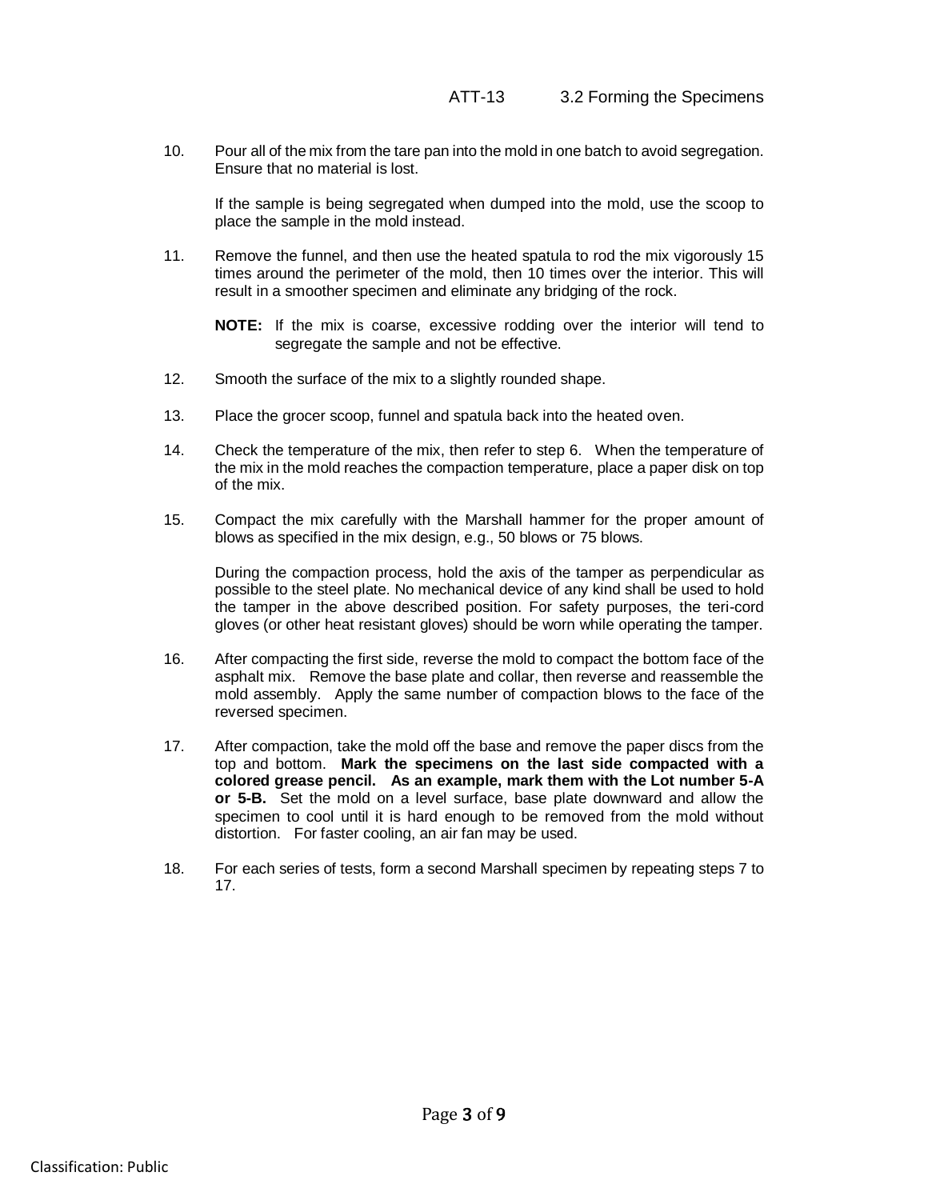10. Pour all of the mix from the tare pan into the mold in one batch to avoid segregation. Ensure that no material is lost.

    If the sample is being segregated when dumped into the mold, use the scoop to place the sample in the mold instead.

11. Remove the funnel, and then use the heated spatula to rod the mix vigorously 15 times around the perimeter of the mold, then 10 times over the interior. This will result in a smoother specimen and eliminate any bridging of the rock.

    **NOTE:** If the mix is coarse, excessive rodding over the interior will tend to segregate the sample and not be effective.

12. Smooth the surface of the mix to a slightly rounded shape.

13. Place the grocer scoop, funnel and spatula back into the heated oven.

14. Check the temperature of the mix, then refer to step 6. When the temperature of the mix in the mold reaches the compaction temperature, place a paper disk on top of the mix.

15. Compact the mix carefully with the Marshall hammer for the proper amount of blows as specified in the mix design, e.g., 50 blows or 75 blows.

    During the compaction process, hold the axis of the tamper as perpendicular as possible to the steel plate. No mechanical device of any kind shall be used to hold the tamper in the above described position. For safety purposes, the teri-cord gloves (or other heat resistant gloves) should be worn while operating the tamper.

16. After compacting the first side, reverse the mold to compact the bottom face of the asphalt mix. Remove the base plate and collar, then reverse and reassemble the mold assembly. Apply the same number of compaction blows to the face of the reversed specimen.

17. After compaction, take the mold off the base and remove the paper discs from the top and bottom. **Mark the specimens on the last side compacted with a colored grease pencil. As an example, mark them with the Lot number 5-A or 5-B.** Set the mold on a level surface, base plate downward and allow the specimen to cool until it is hard enough to be removed from the mold without distortion. For faster cooling, an air fan may be used.

18. For each series of tests, form a second Marshall specimen by repeating steps 7 to 17.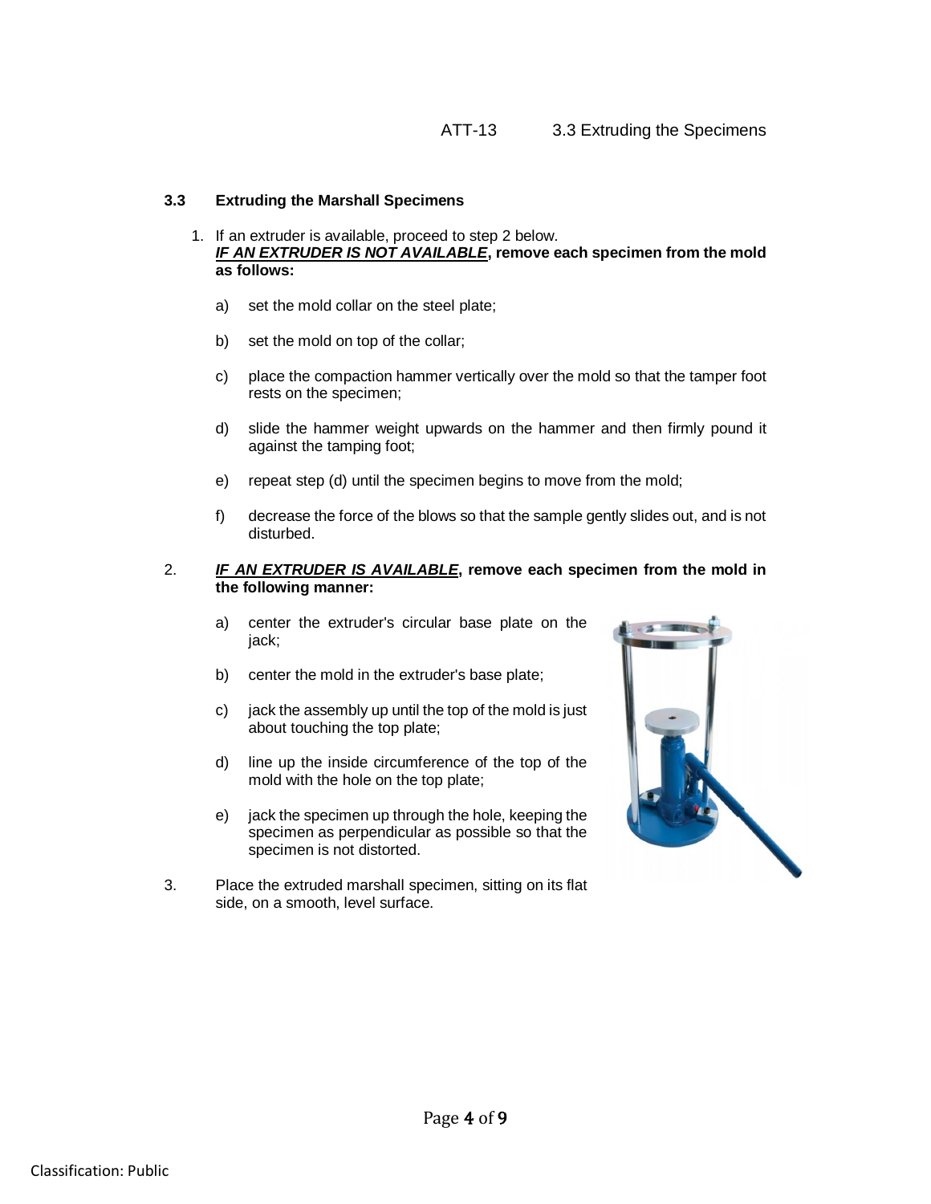### 3.3 Extruding the Marshall Specimens

1. If an extruder is available, proceed to step 2 below.
   ***IF AN EXTRUDER IS NOT AVAILABLE*, remove each specimen from the mold as follows:**

   a) set the mold collar on the steel plate;

   b) set the mold on top of the collar;

   c) place the compaction hammer vertically over the mold so that the tamper foot rests on the specimen;

   d) slide the hammer weight upwards on the hammer and then firmly pound it against the tamping foot;

   e) repeat step (d) until the specimen begins to move from the mold;

   f) decrease the force of the blows so that the sample gently slides out, and is not disturbed.

2. ***IF AN EXTRUDER IS AVAILABLE*, remove each specimen from the mold in the following manner:**

   a) center the extruder's circular base plate on the jack;

   b) center the mold in the extruder's base plate;

   c) jack the assembly up until the top of the mold is just about touching the top plate;

   d) line up the inside circumference of the top of the mold with the hole on the top plate;

   e) jack the specimen up through the hole, keeping the specimen as perpendicular as possible so that the specimen is not distorted.

3. Place the extruded marshall specimen, sitting on its flat side, on a smooth, level surface.

Classification: Public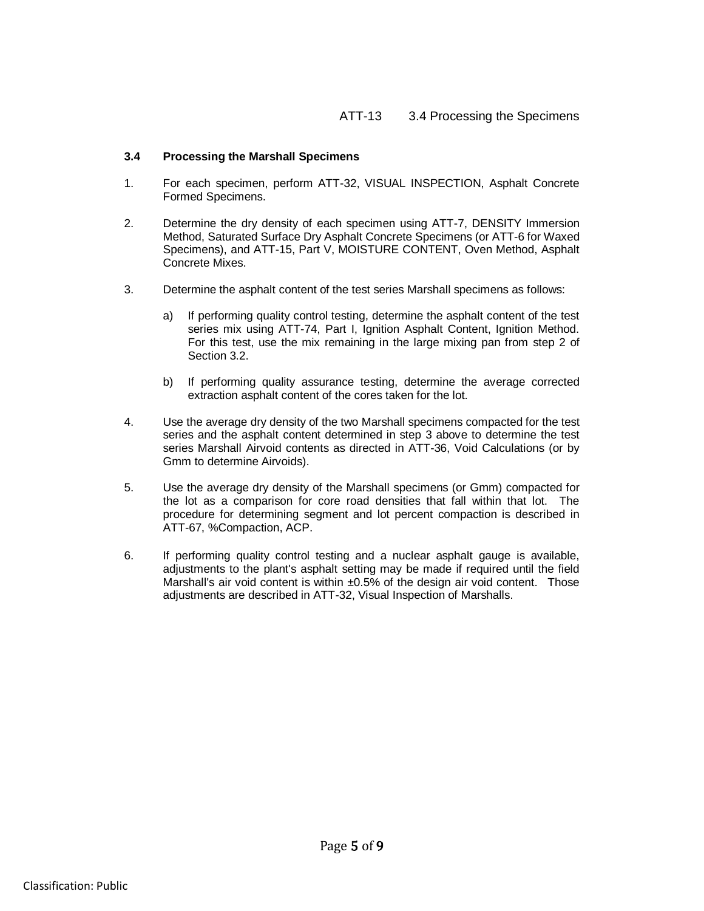### 3.4 Processing the Marshall Specimens

1. For each specimen, perform ATT-32, VISUAL INSPECTION, Asphalt Concrete Formed Specimens.

2. Determine the dry density of each specimen using ATT-7, DENSITY Immersion Method, Saturated Surface Dry Asphalt Concrete Specimens (or ATT-6 for Waxed Specimens), and ATT-15, Part V, MOISTURE CONTENT, Oven Method, Asphalt Concrete Mixes.

3. Determine the asphalt content of the test series Marshall specimens as follows:

   a) If performing quality control testing, determine the asphalt content of the test series mix using ATT-74, Part I, Ignition Asphalt Content, Ignition Method. For this test, use the mix remaining in the large mixing pan from step 2 of Section 3.2.

   b) If performing quality assurance testing, determine the average corrected extraction asphalt content of the cores taken for the lot.

4. Use the average dry density of the two Marshall specimens compacted for the test series and the asphalt content determined in step 3 above to determine the test series Marshall Airvoid contents as directed in ATT-36, Void Calculations (or by Gmm to determine Airvoids).

5. Use the average dry density of the Marshall specimens (or Gmm) compacted for the lot as a comparison for core road densities that fall within that lot. The procedure for determining segment and lot percent compaction is described in ATT-67, %Compaction, ACP.

6. If performing quality control testing and a nuclear asphalt gauge is available, adjustments to the plant's asphalt setting may be made if required until the field Marshall's air void content is within ±0.5% of the design air void content. Those adjustments are described in ATT-32, Visual Inspection of Marshalls.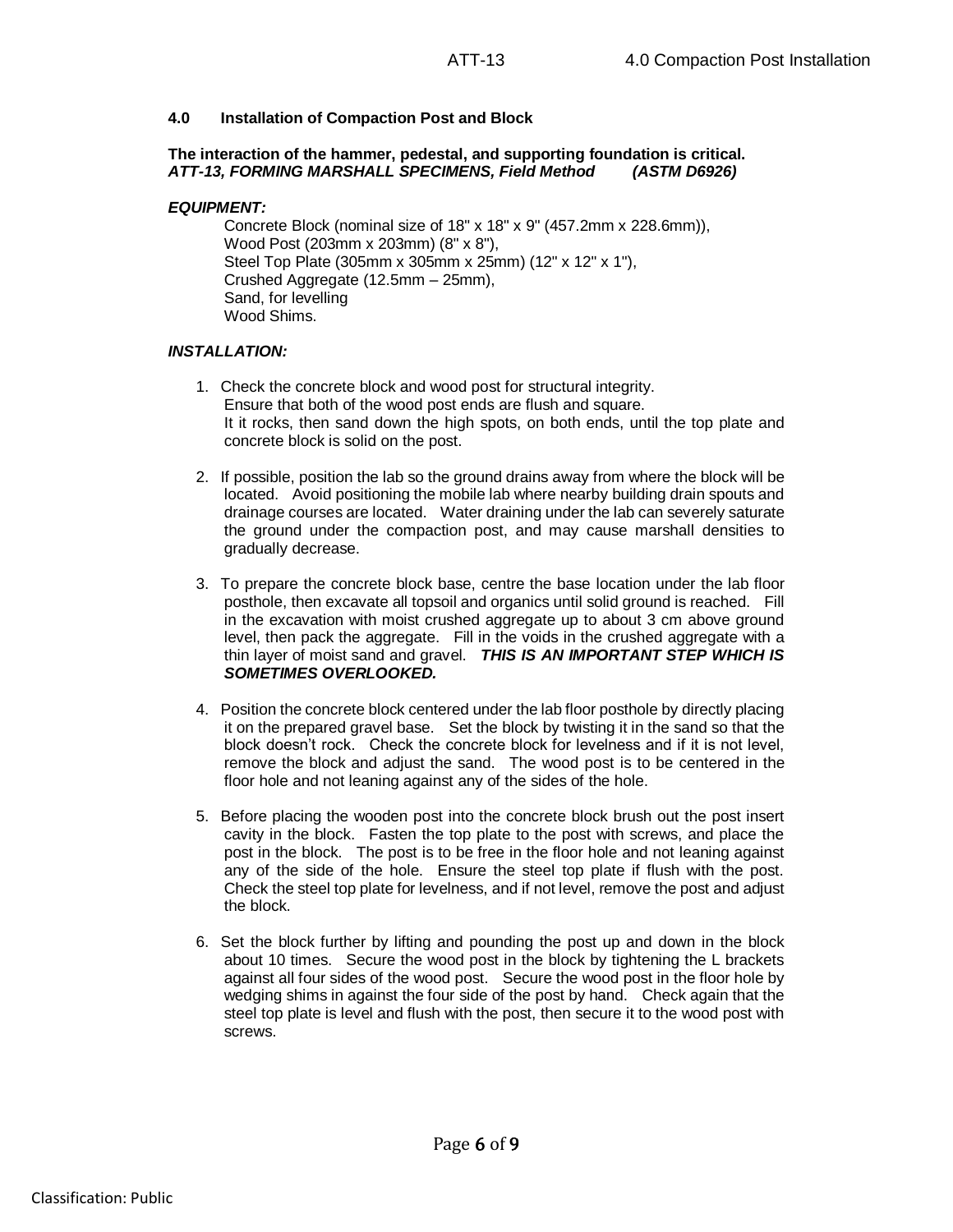## 4.0 Installation of Compaction Post and Block

**The interaction of the hammer, pedestal, and supporting foundation is critical.**
***ATT-13, FORMING MARSHALL SPECIMENS, Field Method (ASTM D6926)***

***EQUIPMENT:***

Concrete Block (nominal size of 18" x 18" x 9" (457.2mm x 228.6mm)),
Wood Post (203mm x 203mm) (8" x 8"),
Steel Top Plate (305mm x 305mm x 25mm) (12" x 12" x 1"),
Crushed Aggregate (12.5mm – 25mm),
Sand, for levelling
Wood Shims.

***INSTALLATION:***

1. Check the concrete block and wood post for structural integrity.
   Ensure that both of the wood post ends are flush and square.
   It it rocks, then sand down the high spots, on both ends, until the top plate and concrete block is solid on the post.

2. If possible, position the lab so the ground drains away from where the block will be located. Avoid positioning the mobile lab where nearby building drain spouts and drainage courses are located. Water draining under the lab can severely saturate the ground under the compaction post, and may cause marshall densities to gradually decrease.

3. To prepare the concrete block base, centre the base location under the lab floor posthole, then excavate all topsoil and organics until solid ground is reached. Fill in the excavation with moist crushed aggregate up to about 3 cm above ground level, then pack the aggregate. Fill in the voids in the crushed aggregate with a thin layer of moist sand and gravel. ***THIS IS AN IMPORTANT STEP WHICH IS SOMETIMES OVERLOOKED.***

4. Position the concrete block centered under the lab floor posthole by directly placing it on the prepared gravel base. Set the block by twisting it in the sand so that the block doesn't rock. Check the concrete block for levelness and if it is not level, remove the block and adjust the sand. The wood post is to be centered in the floor hole and not leaning against any of the sides of the hole.

5. Before placing the wooden post into the concrete block brush out the post insert cavity in the block. Fasten the top plate to the post with screws, and place the post in the block. The post is to be free in the floor hole and not leaning against any of the side of the hole. Ensure the steel top plate if flush with the post. Check the steel top plate for levelness, and if not level, remove the post and adjust the block.

6. Set the block further by lifting and pounding the post up and down in the block about 10 times. Secure the wood post in the block by tightening the L brackets against all four sides of the wood post. Secure the wood post in the floor hole by wedging shims in against the four side of the post by hand. Check again that the steel top plate is level and flush with the post, then secure it to the wood post with screws.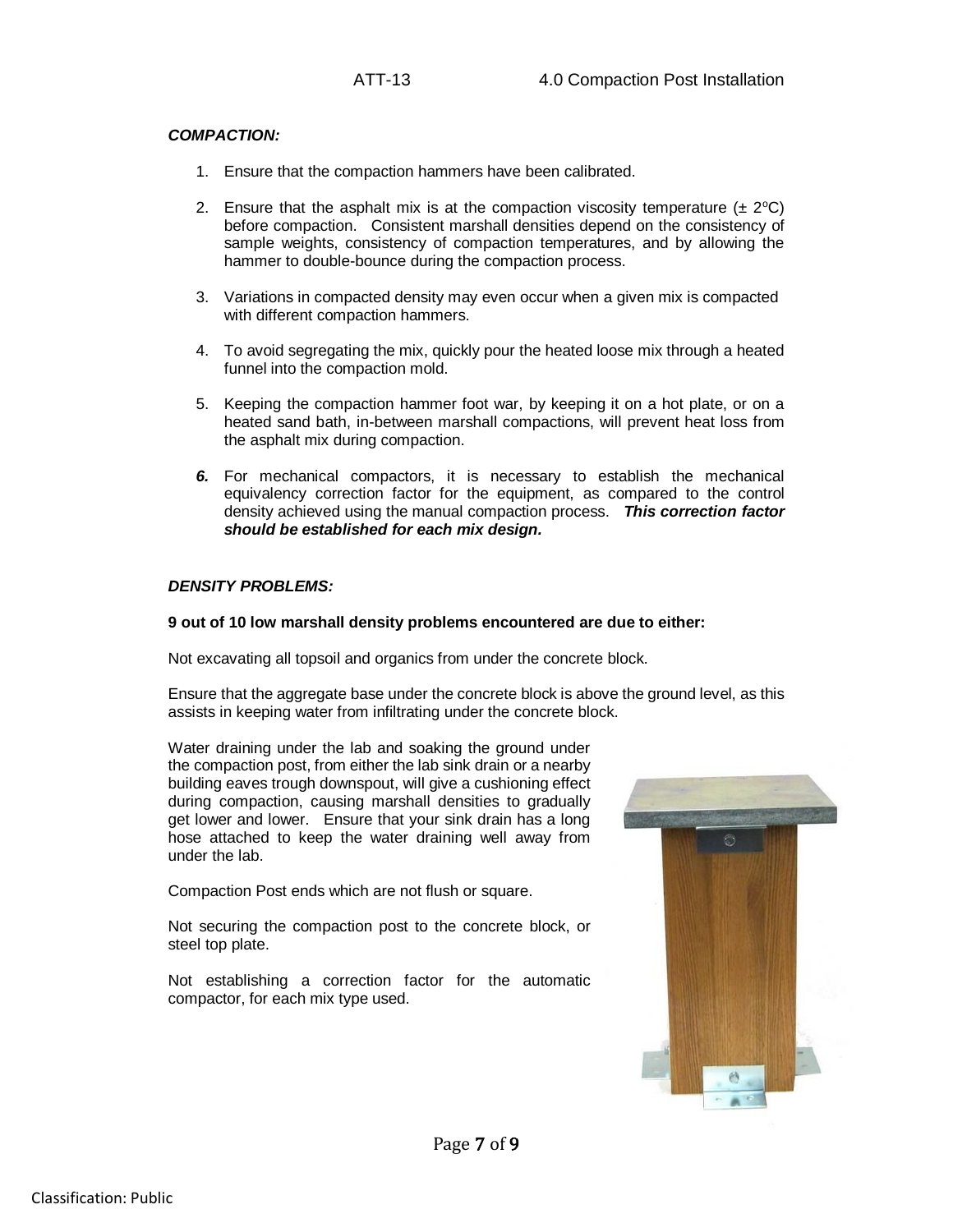***COMPACTION:***

1. Ensure that the compaction hammers have been calibrated.

2. Ensure that the asphalt mix is at the compaction viscosity temperature (± 2ºC) before compaction. Consistent marshall densities depend on the consistency of sample weights, consistency of compaction temperatures, and by allowing the hammer to double-bounce during the compaction process.

3. Variations in compacted density may even occur when a given mix is compacted with different compaction hammers.

4. To avoid segregating the mix, quickly pour the heated loose mix through a heated funnel into the compaction mold.

5. Keeping the compaction hammer foot war, by keeping it on a hot plate, or on a heated sand bath, in-between marshall compactions, will prevent heat loss from the asphalt mix during compaction.

6. For mechanical compactors, it is necessary to establish the mechanical equivalency correction factor for the equipment, as compared to the control density achieved using the manual compaction process. ***This correction factor should be established for each mix design.***

***DENSITY PROBLEMS:***

**9 out of 10 low marshall density problems encountered are due to either:**

Not excavating all topsoil and organics from under the concrete block.

Ensure that the aggregate base under the concrete block is above the ground level, as this assists in keeping water from infiltrating under the concrete block.

Water draining under the lab and soaking the ground under the compaction post, from either the lab sink drain or a nearby building eaves trough downspout, will give a cushioning effect during compaction, causing marshall densities to gradually get lower and lower. Ensure that your sink drain has a long hose attached to keep the water draining well away from under the lab.

Compaction Post ends which are not flush or square.

Not securing the compaction post to the concrete block, or steel top plate.

Not establishing a correction factor for the automatic compactor, for each mix type used.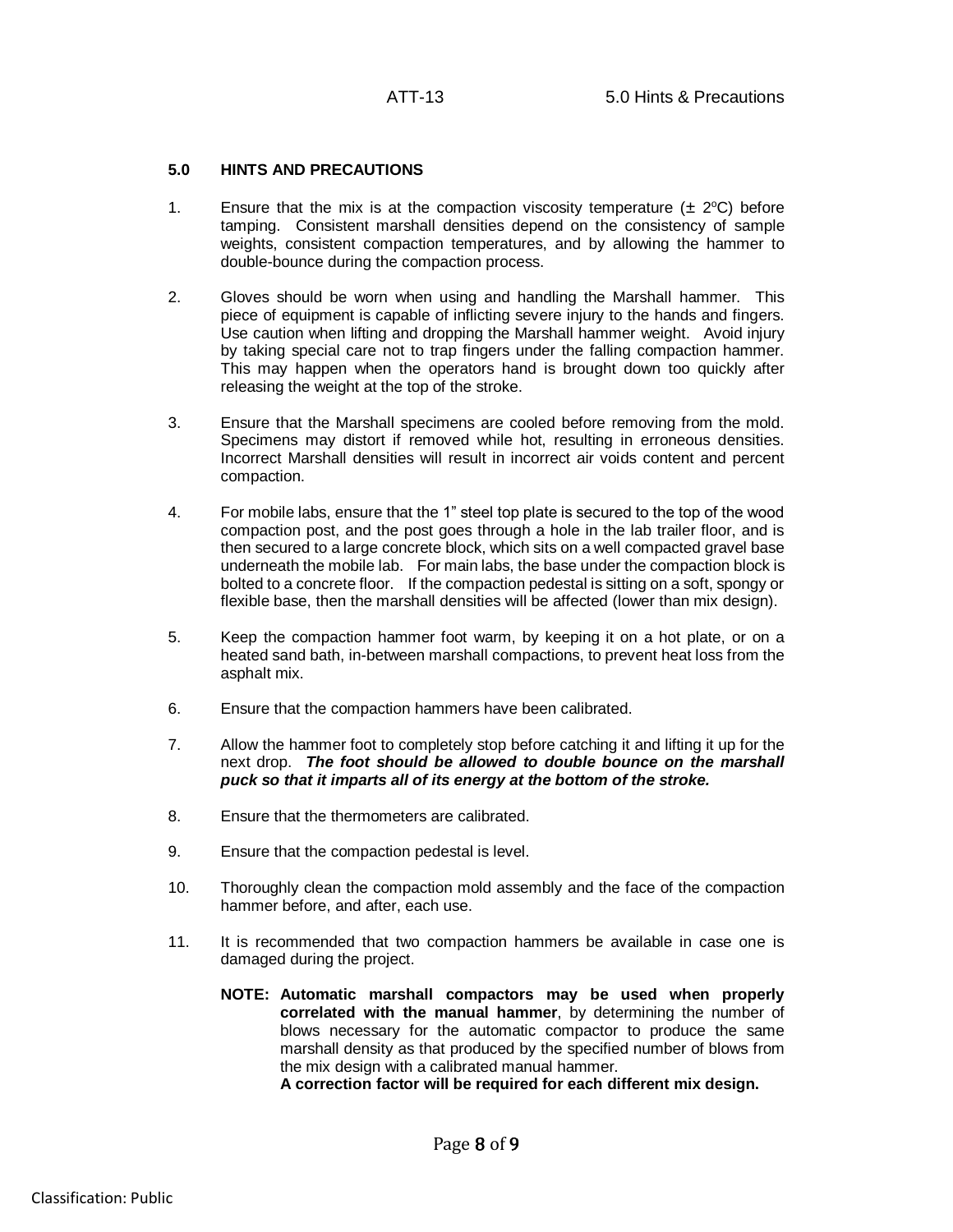## 5.0 HINTS AND PRECAUTIONS

1. Ensure that the mix is at the compaction viscosity temperature (± 2°C) before tamping. Consistent marshall densities depend on the consistency of sample weights, consistent compaction temperatures, and by allowing the hammer to double-bounce during the compaction process.

2. Gloves should be worn when using and handling the Marshall hammer. This piece of equipment is capable of inflicting severe injury to the hands and fingers. Use caution when lifting and dropping the Marshall hammer weight. Avoid injury by taking special care not to trap fingers under the falling compaction hammer. This may happen when the operators hand is brought down too quickly after releasing the weight at the top of the stroke.

3. Ensure that the Marshall specimens are cooled before removing from the mold. Specimens may distort if removed while hot, resulting in erroneous densities. Incorrect Marshall densities will result in incorrect air voids content and percent compaction.

4. For mobile labs, ensure that the 1" steel top plate is secured to the top of the wood compaction post, and the post goes through a hole in the lab trailer floor, and is then secured to a large concrete block, which sits on a well compacted gravel base underneath the mobile lab. For main labs, the base under the compaction block is bolted to a concrete floor. If the compaction pedestal is sitting on a soft, spongy or flexible base, then the marshall densities will be affected (lower than mix design).

5. Keep the compaction hammer foot warm, by keeping it on a hot plate, or on a heated sand bath, in-between marshall compactions, to prevent heat loss from the asphalt mix.

6. Ensure that the compaction hammers have been calibrated.

7. Allow the hammer foot to completely stop before catching it and lifting it up for the next drop. ***The foot should be allowed to double bounce on the marshall puck so that it imparts all of its energy at the bottom of the stroke.***

8. Ensure that the thermometers are calibrated.

9. Ensure that the compaction pedestal is level.

10. Thoroughly clean the compaction mold assembly and the face of the compaction hammer before, and after, each use.

11. It is recommended that two compaction hammers be available in case one is damaged during the project.

    **NOTE: Automatic marshall compactors may be used when properly correlated with the manual hammer**, by determining the number of blows necessary for the automatic compactor to produce the same marshall density as that produced by the specified number of blows from the mix design with a calibrated manual hammer.
    **A correction factor will be required for each different mix design.**